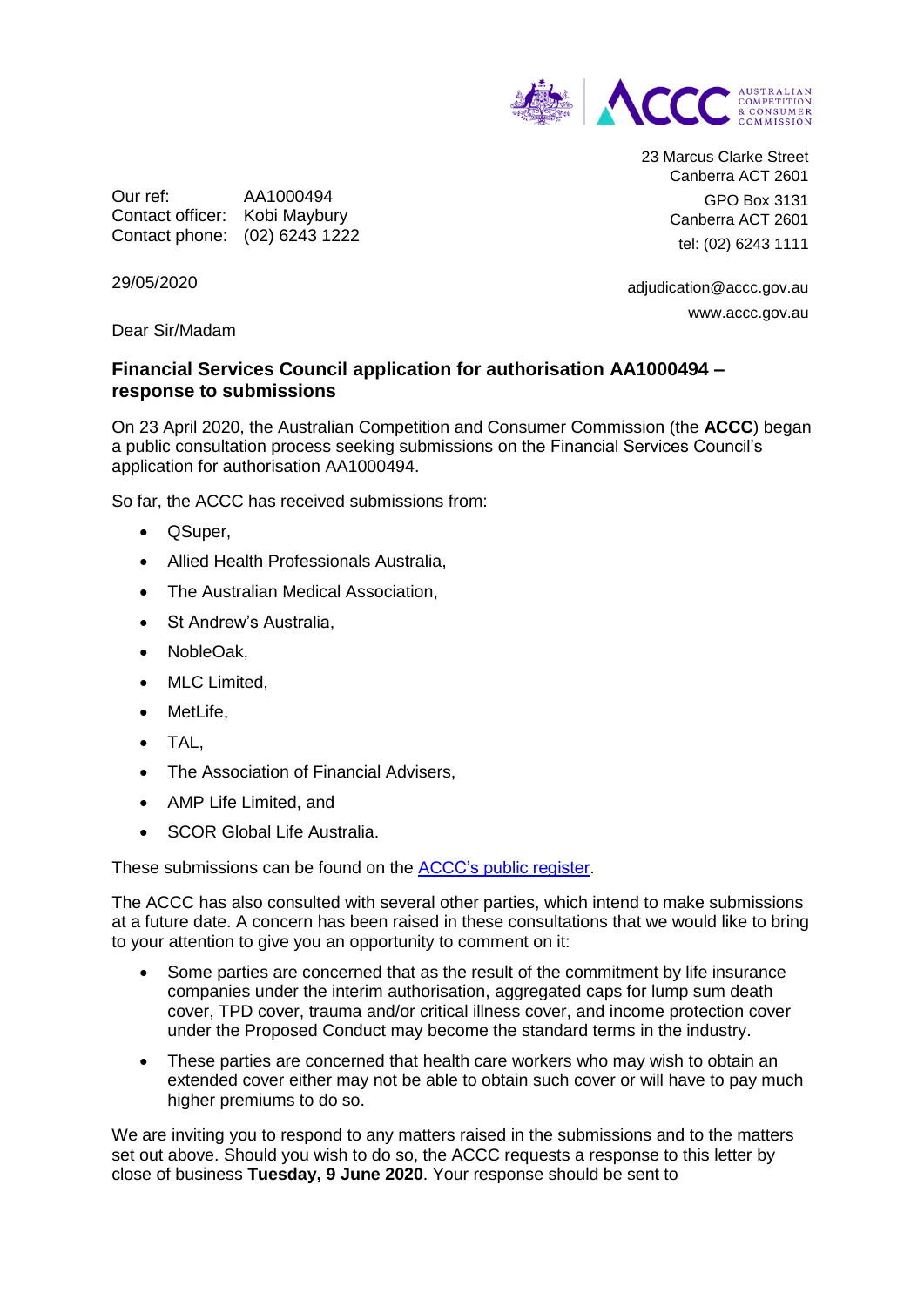23 Marcus Clarke Street
Canberra ACT 2601

GPO Box 3131
Canberra ACT 2601

tel: (02) 6243 1111

adjudication@accc.gov.au

www.accc.gov.au

Our ref: AA1000494
Contact officer: Kobi Maybury
Contact phone: (02) 6243 1222

29/05/2020

Dear Sir/Madam

**Financial Services Council application for authorisation AA1000494 – response to submissions**

On 23 April 2020, the Australian Competition and Consumer Commission (the **ACCC**) began a public consultation process seeking submissions on the Financial Services Council's application for authorisation AA1000494.

So far, the ACCC has received submissions from:

- QSuper,
- Allied Health Professionals Australia,
- The Australian Medical Association,
- St Andrew's Australia,
- NobleOak,
- MLC Limited,
- MetLife,
- TAL,
- The Association of Financial Advisers,
- AMP Life Limited, and
- SCOR Global Life Australia.

These submissions can be found on the [ACCC's public register](ACCC's public register).

The ACCC has also consulted with several other parties, which intend to make submissions at a future date. A concern has been raised in these consultations that we would like to bring to your attention to give you an opportunity to comment on it:

- Some parties are concerned that as the result of the commitment by life insurance companies under the interim authorisation, aggregated caps for lump sum death cover, TPD cover, trauma and/or critical illness cover, and income protection cover under the Proposed Conduct may become the standard terms in the industry.
- These parties are concerned that health care workers who may wish to obtain an extended cover either may not be able to obtain such cover or will have to pay much higher premiums to do so.

We are inviting you to respond to any matters raised in the submissions and to the matters set out above. Should you wish to do so, the ACCC requests a response to this letter by close of business **Tuesday, 9 June 2020**. Your response should be sent to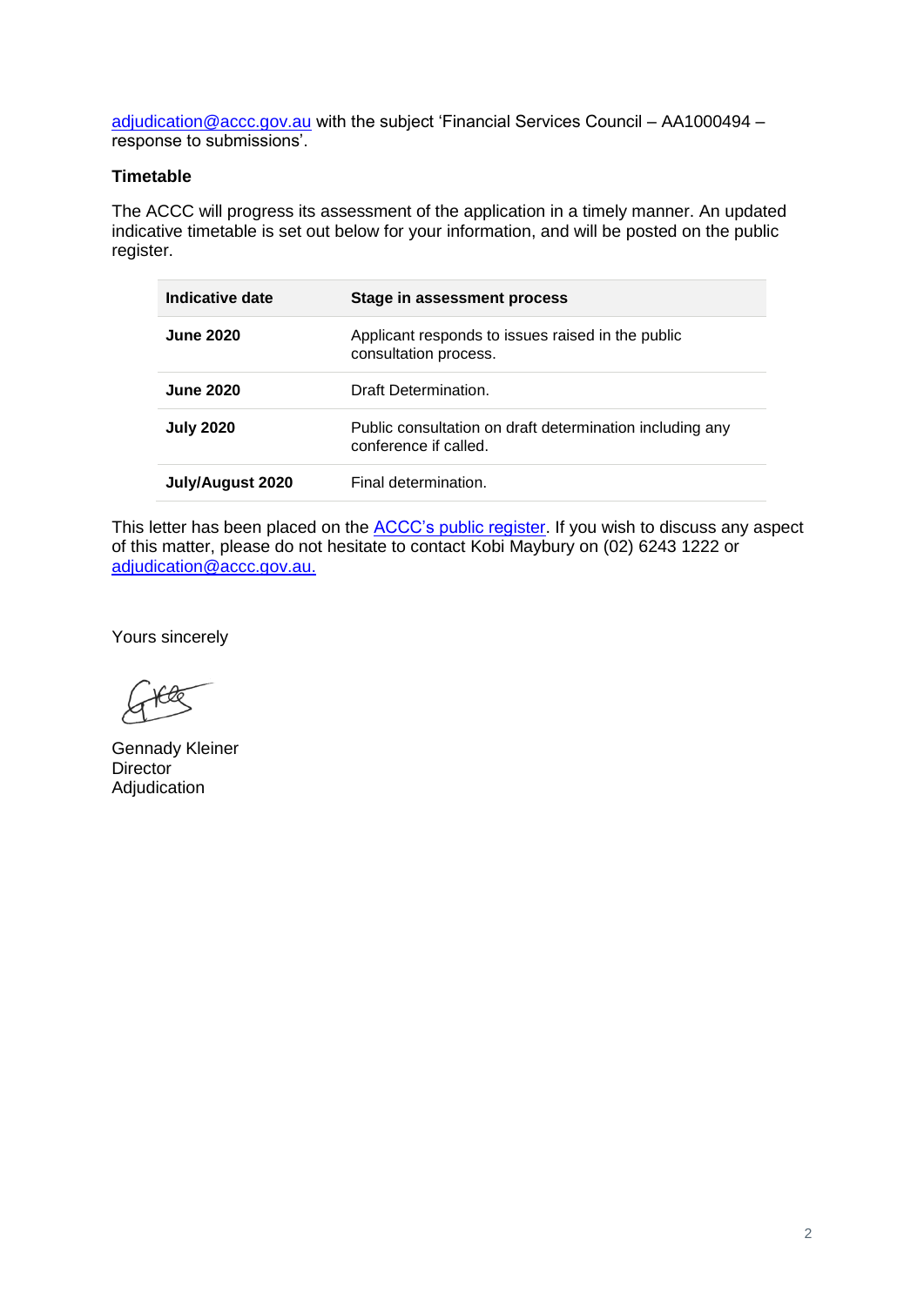adjudication@accc.gov.au with the subject 'Financial Services Council – AA1000494 – response to submissions'.

**Timetable**

The ACCC will progress its assessment of the application in a timely manner. An updated indicative timetable is set out below for your information, and will be posted on the public register.

| Indicative date | Stage in assessment process |
|---|---|
| **June 2020** | Applicant responds to issues raised in the public consultation process. |
| **June 2020** | Draft Determination. |
| **July 2020** | Public consultation on draft determination including any conference if called. |
| **July/August 2020** | Final determination. |

This letter has been placed on the ACCC's public register. If you wish to discuss any aspect of this matter, please do not hesitate to contact Kobi Maybury on (02) 6243 1222 or adjudication@accc.gov.au.

Yours sincerely

Gennady Kleiner
Director
Adjudication